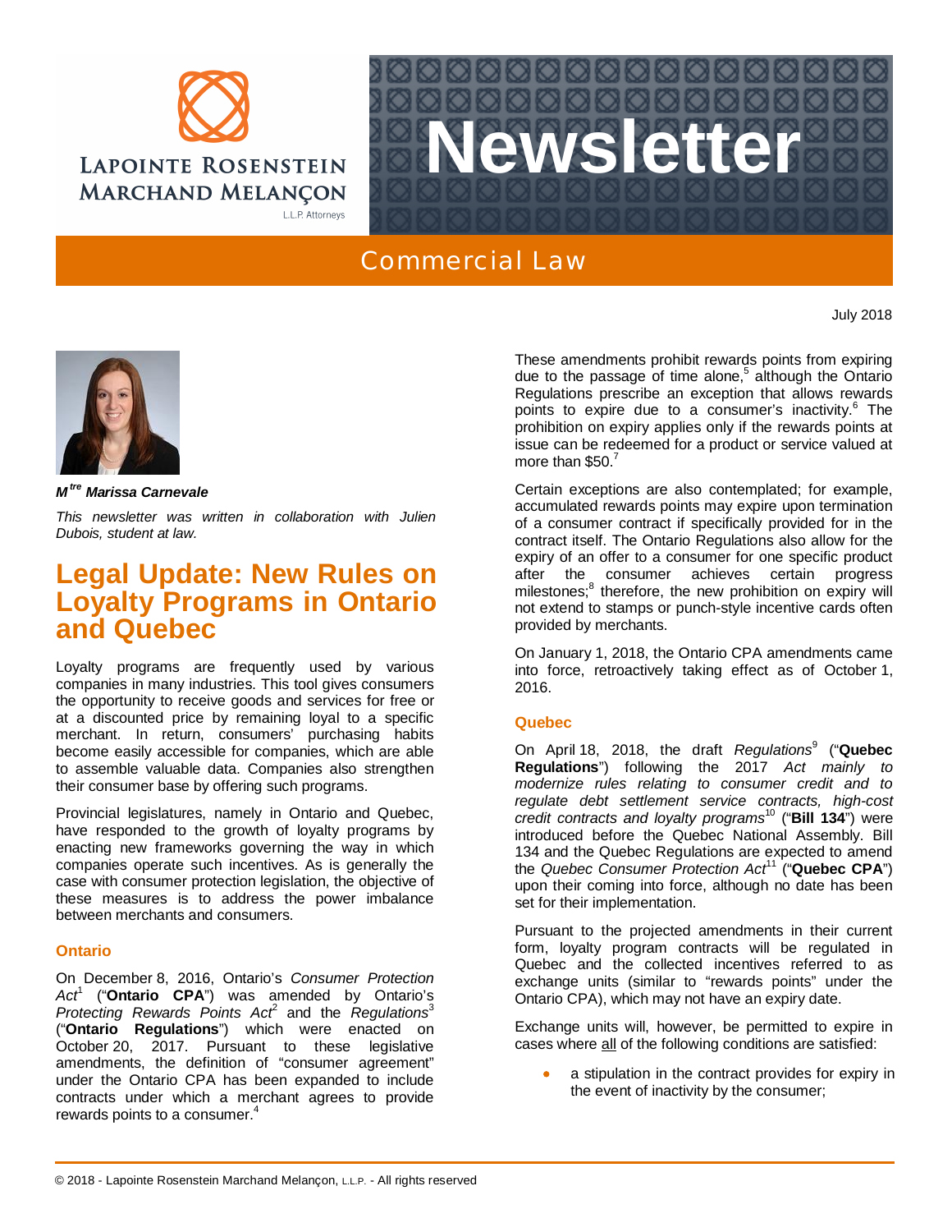Commercial Law

July 2018

***M[tre] Marissa Carnevale***

*This newsletter was written in collaboration with Julien Dubois, student at law.*

# Legal Update: New Rules on Loyalty Programs in Ontario and Quebec

Loyalty programs are frequently used by various companies in many industries. This tool gives consumers the opportunity to receive goods and services for free or at a discounted price by remaining loyal to a specific merchant. In return, consumers' purchasing habits become easily accessible for companies, which are able to assemble valuable data. Companies also strengthen their consumer base by offering such programs.

Provincial legislatures, namely in Ontario and Quebec, have responded to the growth of loyalty programs by enacting new frameworks governing the way in which companies operate such incentives. As is generally the case with consumer protection legislation, the objective of these measures is to address the power imbalance between merchants and consumers.

### Ontario

On December 8, 2016, Ontario's *Consumer Protection Act*[1] ("**Ontario CPA**") was amended by Ontario's *Protecting Rewards Points Act*[2] and the *Regulations*[3] ("**Ontario Regulations**") which were enacted on October 20, 2017. Pursuant to these legislative amendments, the definition of "consumer agreement" under the Ontario CPA has been expanded to include contracts under which a merchant agrees to provide rewards points to a consumer.[4]

These amendments prohibit rewards points from expiring due to the passage of time alone,[5] although the Ontario Regulations prescribe an exception that allows rewards points to expire due to a consumer's inactivity.[6] The prohibition on expiry applies only if the rewards points at issue can be redeemed for a product or service valued at more than $50.[7]

Certain exceptions are also contemplated; for example, accumulated rewards points may expire upon termination of a consumer contract if specifically provided for in the contract itself. The Ontario Regulations also allow for the expiry of an offer to a consumer for one specific product after the consumer achieves certain progress milestones;[8] therefore, the new prohibition on expiry will not extend to stamps or punch-style incentive cards often provided by merchants.

On January 1, 2018, the Ontario CPA amendments came into force, retroactively taking effect as of October 1, 2016.

### Quebec

On April 18, 2018, the draft *Regulations*[9] ("**Quebec Regulations**") following the 2017 *Act mainly to modernize rules relating to consumer credit and to regulate debt settlement service contracts, high-cost credit contracts and loyalty programs*[10] ("**Bill 134**") were introduced before the Quebec National Assembly. Bill 134 and the Quebec Regulations are expected to amend the *Quebec Consumer Protection Act*[11] ("**Quebec CPA**") upon their coming into force, although no date has been set for their implementation.

Pursuant to the projected amendments in their current form, loyalty program contracts will be regulated in Quebec and the collected incentives referred to as exchange units (similar to "rewards points" under the Ontario CPA), which may not have an expiry date.

Exchange units will, however, be permitted to expire in cases where <u>all</u> of the following conditions are satisfied:

- a stipulation in the contract provides for expiry in the event of inactivity by the consumer;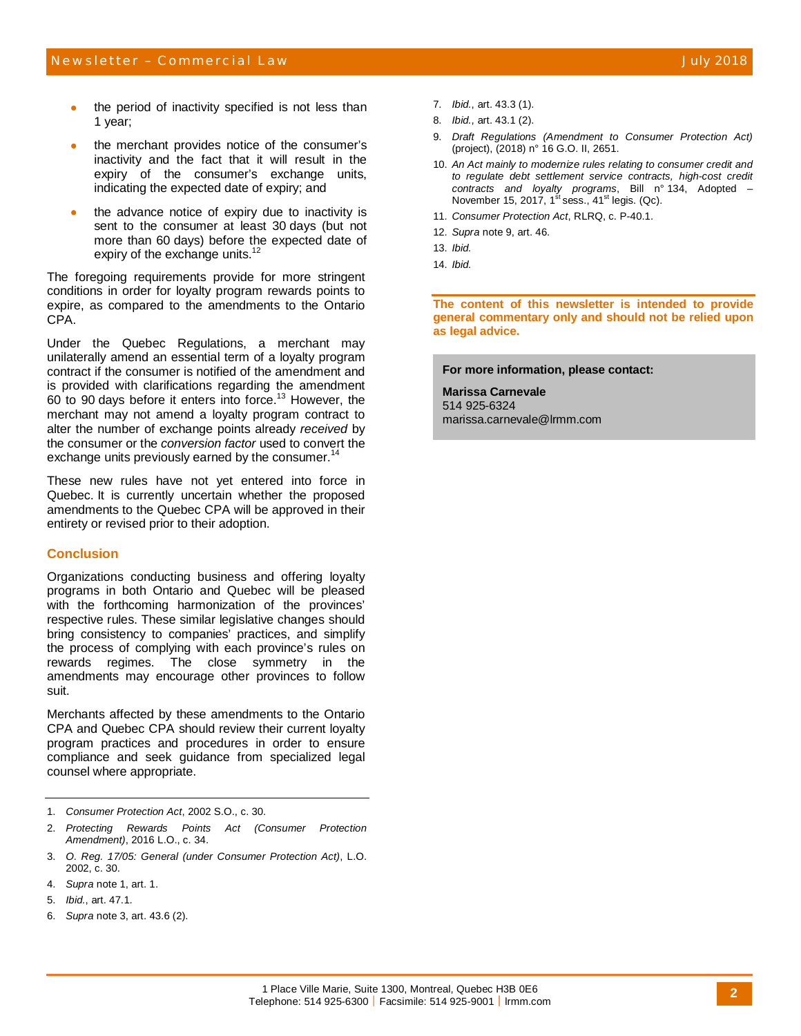- the period of inactivity specified is not less than 1 year;
- the merchant provides notice of the consumer's inactivity and the fact that it will result in the expiry of the consumer's exchange units, indicating the expected date of expiry; and
- the advance notice of expiry due to inactivity is sent to the consumer at least 30 days (but not more than 60 days) before the expected date of expiry of the exchange units.[12]

The foregoing requirements provide for more stringent conditions in order for loyalty program rewards points to expire, as compared to the amendments to the Ontario CPA.

Under the Quebec Regulations, a merchant may unilaterally amend an essential term of a loyalty program contract if the consumer is notified of the amendment and is provided with clarifications regarding the amendment 60 to 90 days before it enters into force.[13] However, the merchant may not amend a loyalty program contract to alter the number of exchange points already *received* by the consumer or the *conversion factor* used to convert the exchange units previously earned by the consumer.[14]

These new rules have not yet entered into force in Quebec. It is currently uncertain whether the proposed amendments to the Quebec CPA will be approved in their entirety or revised prior to their adoption.

## Conclusion

Organizations conducting business and offering loyalty programs in both Ontario and Quebec will be pleased with the forthcoming harmonization of the provinces' respective rules. These similar legislative changes should bring consistency to companies' practices, and simplify the process of complying with each province's rules on rewards regimes. The close symmetry in the amendments may encourage other provinces to follow suit.

Merchants affected by these amendments to the Ontario CPA and Quebec CPA should review their current loyalty program practices and procedures in order to ensure compliance and seek guidance from specialized legal counsel where appropriate.

---

1. *Consumer Protection Act*, 2002 S.O., c. 30.
2. *Protecting Rewards Points Act (Consumer Protection Amendment)*, 2016 L.O., c. 34.
3. *O. Reg. 17/05: General (under Consumer Protection Act)*, L.O. 2002, c. 30.
4. *Supra* note 1, art. 1.
5. *Ibid.*, art. 47.1.
6. *Supra* note 3, art. 43.6 (2).
7. *Ibid.*, art. 43.3 (1).
8. *Ibid.*, art. 43.1 (2).
9. *Draft Regulations (Amendment to Consumer Protection Act)* (project), (2018) n° 16 G.O. II, 2651.
10. *An Act mainly to modernize rules relating to consumer credit and to regulate debt settlement service contracts, high-cost credit contracts and loyalty programs*, Bill n° 134, Adopted – November 15, 2017, 1st sess., 41st legis. (Qc).
11. *Consumer Protection Act*, RLRQ, c. P-40.1.
12. *Supra* note 9, art. 46.
13. *Ibid.*
14. *Ibid.*

**The content of this newsletter is intended to provide general commentary only and should not be relied upon as legal advice.**

**For more information, please contact:**

**Marissa Carnevale**
514 925-6324
marissa.carnevale@lrmm.com

1 Place Ville Marie, Suite 1300, Montreal, Quebec H3B 0E6
Telephone: 514 925-6300 | Facsimile: 514 925-9001 | lrmm.com